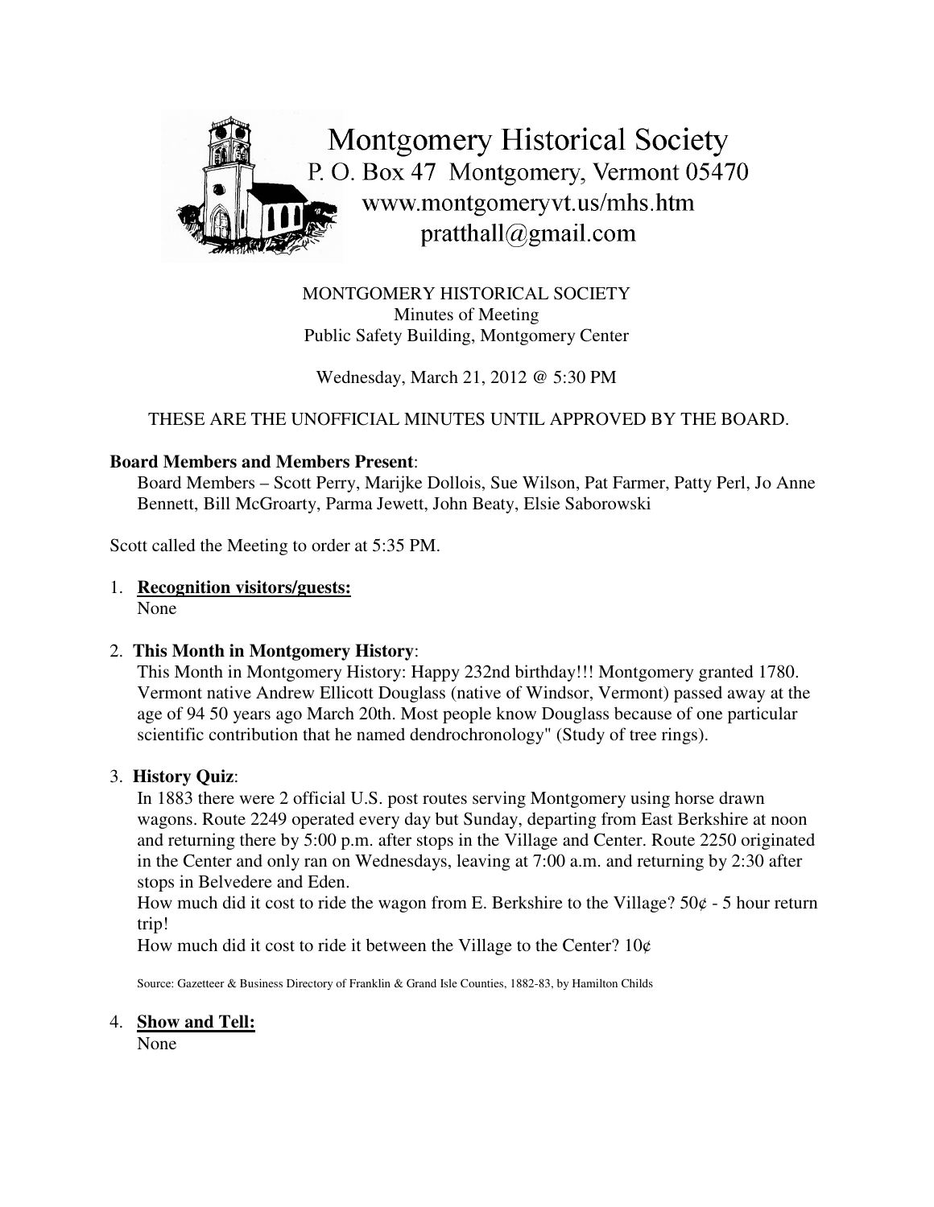Montgomery Historical Society
P. O. Box 47 Montgomery, Vermont 05470
www.montgomeryvt.us/mhs.htm
pratthall@gmail.com

MONTGOMERY HISTORICAL SOCIETY
Minutes of Meeting
Public Safety Building, Montgomery Center

Wednesday, March 21, 2012 @ 5:30 PM

THESE ARE THE UNOFFICIAL MINUTES UNTIL APPROVED BY THE BOARD.

**Board Members and Members Present**:
Board Members – Scott Perry, Marijke Dollois, Sue Wilson, Pat Farmer, Patty Perl, Jo Anne Bennett, Bill McGroarty, Parma Jewett, John Beaty, Elsie Saborowski

Scott called the Meeting to order at 5:35 PM.

1. **Recognition visitors/guests:**
   None

2. **This Month in Montgomery History**:
   This Month in Montgomery History: Happy 232nd birthday!!! Montgomery granted 1780. Vermont native Andrew Ellicott Douglass (native of Windsor, Vermont) passed away at the age of 94 50 years ago March 20th. Most people know Douglass because of one particular scientific contribution that he named dendrochronology" (Study of tree rings).

3. **History Quiz**:
   In 1883 there were 2 official U.S. post routes serving Montgomery using horse drawn wagons. Route 2249 operated every day but Sunday, departing from East Berkshire at noon and returning there by 5:00 p.m. after stops in the Village and Center. Route 2250 originated in the Center and only ran on Wednesdays, leaving at 7:00 a.m. and returning by 2:30 after stops in Belvedere and Eden.
   How much did it cost to ride the wagon from E. Berkshire to the Village? 50¢ - 5 hour return trip!
   How much did it cost to ride it between the Village to the Center? 10¢

   Source: Gazetteer & Business Directory of Franklin & Grand Isle Counties, 1882-83, by Hamilton Childs

4. **Show and Tell:**
   None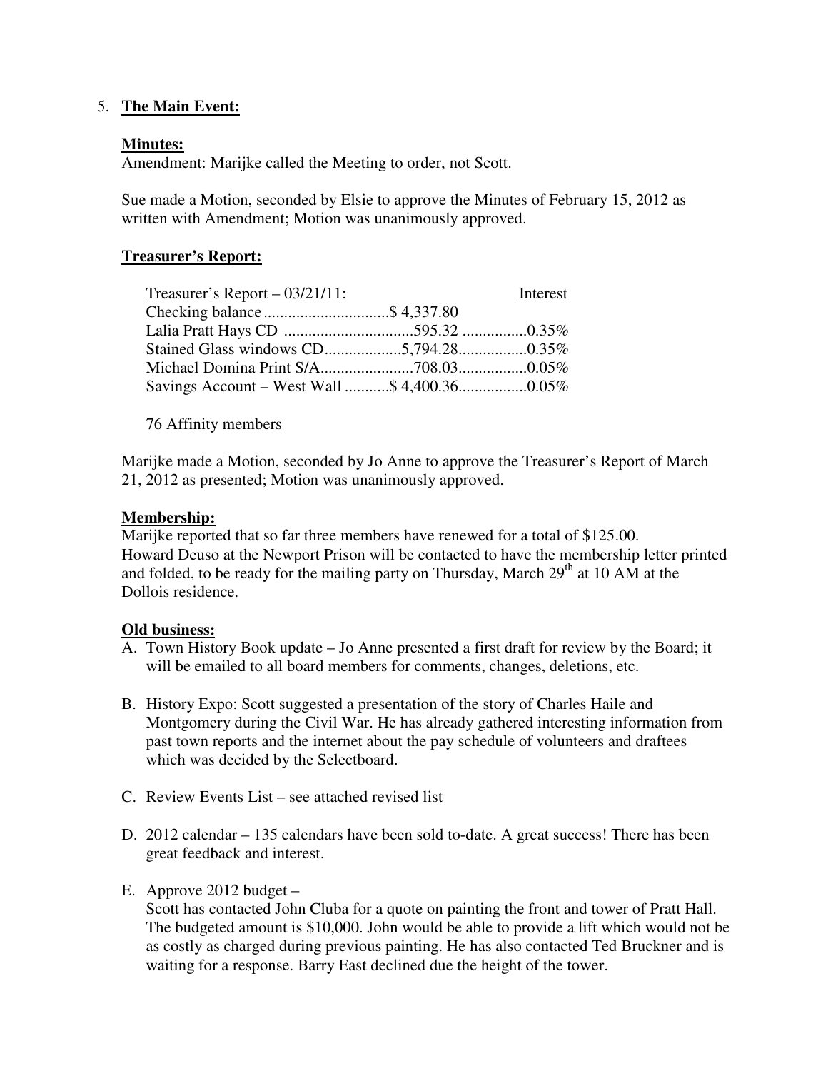5. **The Main Event:**

**Minutes:**
Amendment: Marijke called the Meeting to order, not Scott.

Sue made a Motion, seconded by Elsie to approve the Minutes of February 15, 2012 as written with Amendment; Motion was unanimously approved.

**Treasurer's Report:**

| Treasurer's Report – 03/21/11: | | Interest |
|---|---|---|
| Checking balance | $ 4,337.80 | |
| Lalia Pratt Hays CD | 595.32 | 0.35% |
| Stained Glass windows CD | 5,794.28 | 0.35% |
| Michael Domina Print S/A | 708.03 | 0.05% |
| Savings Account – West Wall | $ 4,400.36 | 0.05% |

76 Affinity members

Marijke made a Motion, seconded by Jo Anne to approve the Treasurer's Report of March 21, 2012 as presented; Motion was unanimously approved.

**Membership:**
Marijke reported that so far three members have renewed for a total of $125.00.
Howard Deuso at the Newport Prison will be contacted to have the membership letter printed and folded, to be ready for the mailing party on Thursday, March 29th at 10 AM at the Dollois residence.

**Old business:**

A. Town History Book update – Jo Anne presented a first draft for review by the Board; it will be emailed to all board members for comments, changes, deletions, etc.

B. History Expo: Scott suggested a presentation of the story of Charles Haile and Montgomery during the Civil War. He has already gathered interesting information from past town reports and the internet about the pay schedule of volunteers and draftees which was decided by the Selectboard.

C. Review Events List – see attached revised list

D. 2012 calendar – 135 calendars have been sold to-date. A great success! There has been great feedback and interest.

E. Approve 2012 budget –
Scott has contacted John Cluba for a quote on painting the front and tower of Pratt Hall. The budgeted amount is $10,000. John would be able to provide a lift which would not be as costly as charged during previous painting. He has also contacted Ted Bruckner and is waiting for a response. Barry East declined due the height of the tower.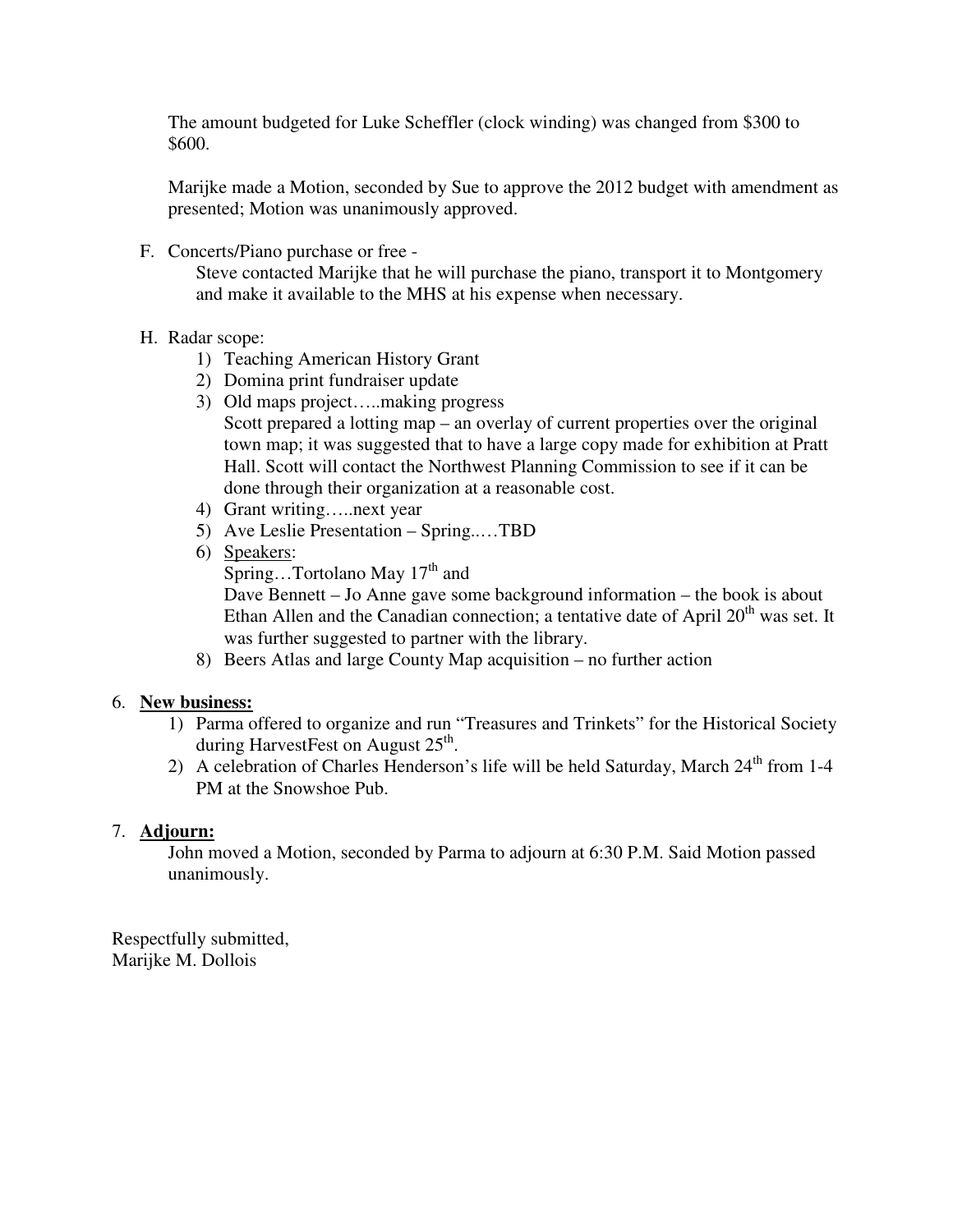The amount budgeted for Luke Scheffler (clock winding) was changed from $300 to $600.

Marijke made a Motion, seconded by Sue to approve the 2012 budget with amendment as presented; Motion was unanimously approved.

F. Concerts/Piano purchase or free -
   Steve contacted Marijke that he will purchase the piano, transport it to Montgomery and make it available to the MHS at his expense when necessary.

H. Radar scope:
   1) Teaching American History Grant
   2) Domina print fundraiser update
   3) Old maps project…..making progress
      Scott prepared a lotting map – an overlay of current properties over the original town map; it was suggested that to have a large copy made for exhibition at Pratt Hall. Scott will contact the Northwest Planning Commission to see if it can be done through their organization at a reasonable cost.
   4) Grant writing…..next year
   5) Ave Leslie Presentation – Spring..…TBD
   6) Speakers:
      Spring…Tortolano May 17th and
      Dave Bennett – Jo Anne gave some background information – the book is about Ethan Allen and the Canadian connection; a tentative date of April 20th was set. It was further suggested to partner with the library.
   8) Beers Atlas and large County Map acquisition – no further action

6. **New business:**
   1) Parma offered to organize and run "Treasures and Trinkets" for the Historical Society during HarvestFest on August 25th.
   2) A celebration of Charles Henderson's life will be held Saturday, March 24th from 1-4 PM at the Snowshoe Pub.

7. **Adjourn:**
   John moved a Motion, seconded by Parma to adjourn at 6:30 P.M. Said Motion passed unanimously.

Respectfully submitted,
Marijke M. Dollois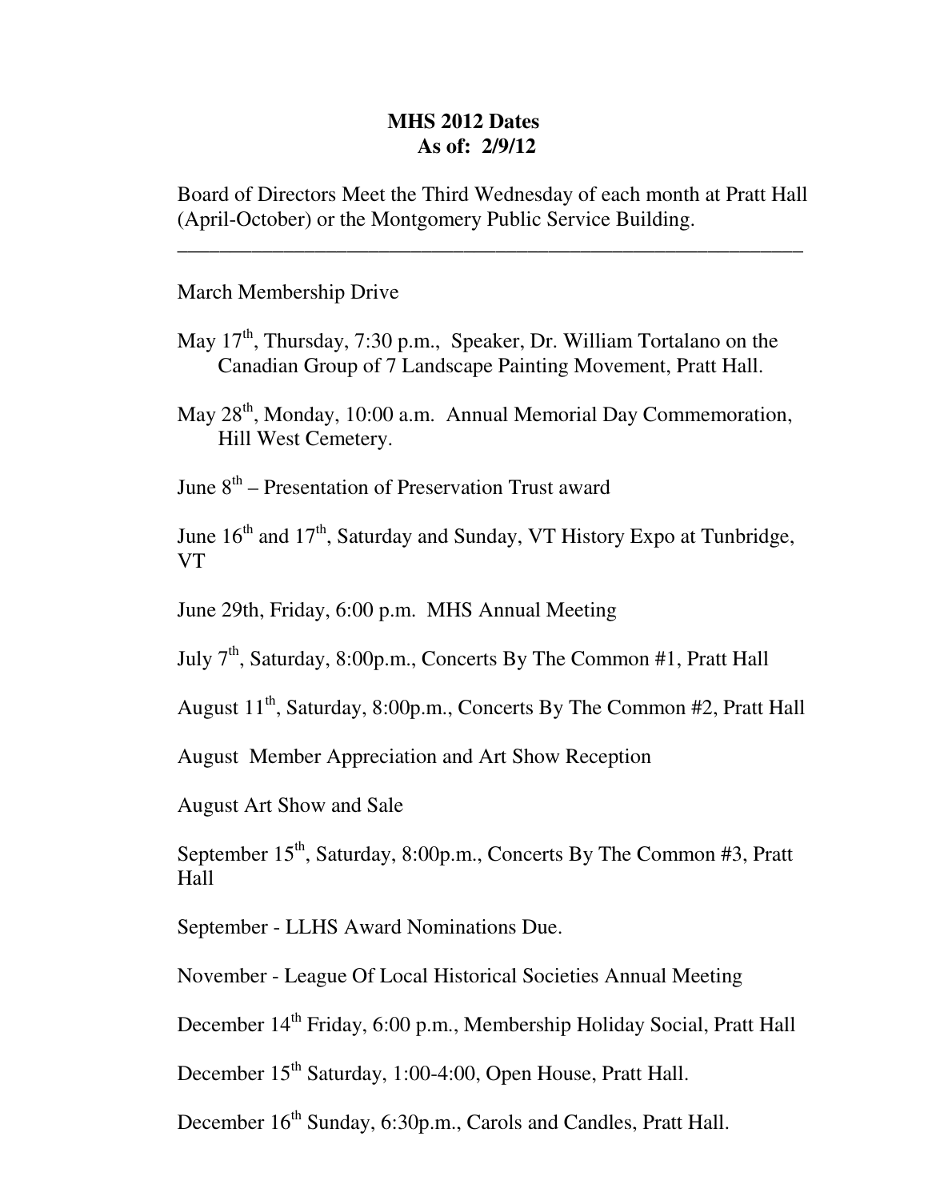**MHS 2012 Dates**
**As of: 2/9/12**

Board of Directors Meet the Third Wednesday of each month at Pratt Hall (April-October) or the Montgomery Public Service Building.

---

March Membership Drive

May 17th, Thursday, 7:30 p.m., Speaker, Dr. William Tortalano on the Canadian Group of 7 Landscape Painting Movement, Pratt Hall.

May 28th, Monday, 10:00 a.m. Annual Memorial Day Commemoration, Hill West Cemetery.

June 8th – Presentation of Preservation Trust award

June 16th and 17th, Saturday and Sunday, VT History Expo at Tunbridge, VT

June 29th, Friday, 6:00 p.m. MHS Annual Meeting

July 7th, Saturday, 8:00p.m., Concerts By The Common #1, Pratt Hall

August 11th, Saturday, 8:00p.m., Concerts By The Common #2, Pratt Hall

August Member Appreciation and Art Show Reception

August Art Show and Sale

September 15th, Saturday, 8:00p.m., Concerts By The Common #3, Pratt Hall

September - LLHS Award Nominations Due.

November - League Of Local Historical Societies Annual Meeting

December 14th Friday, 6:00 p.m., Membership Holiday Social, Pratt Hall

December 15th Saturday, 1:00-4:00, Open House, Pratt Hall.

December 16th Sunday, 6:30p.m., Carols and Candles, Pratt Hall.